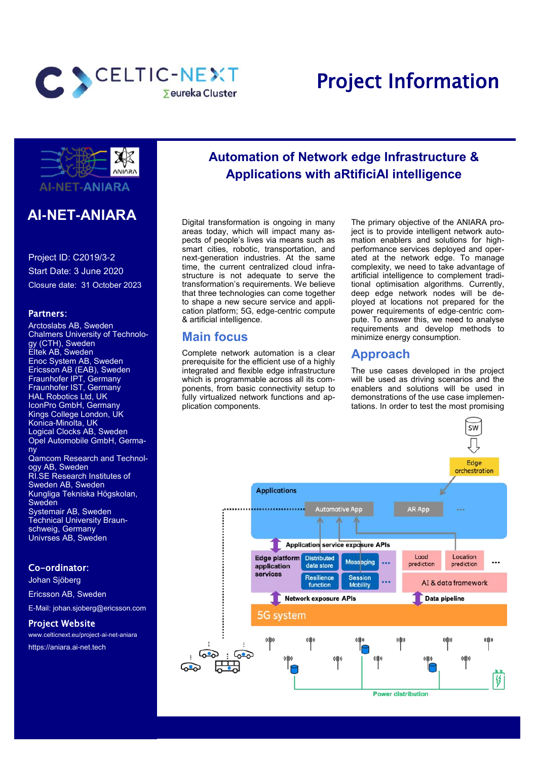# Project Information

## AI-NET-ANIARA

Project ID: C2019/3-2

Start Date: 3 June 2020

Closure date: 31 October 2023

### Partners:

Arctoslabs AB, Sweden
Chalmers University of Technology (CTH), Sweden
Eltek AB, Sweden
Enoc System AB, Sweden
Ericsson AB (EAB), Sweden
Fraunhofer IPT, Germany
Fraunhofer IST, Germany
HAL Robotics Ltd, UK
IconPro GmbH, Germany
Kings College London, UK
Konica-Minolta, UK
Logical Clocks AB, Sweden
Opel Automobile GmbH, Germany
Qamcom Research and Technology AB, Sweden
RI.SE Research Institutes of Sweden AB, Sweden
Kungliga Tekniska Högskolan, Sweden
Systemair AB, Sweden
Technical University Braunschweig, Germany
Univrses AB, Sweden

### Co-ordinator:

Johan Sjöberg

Ericsson AB, Sweden

E-Mail: johan.sjoberg@ericsson.com

### Project Website

www.celticnext.eu/project-ai-net-aniara

https://aniara.ai-net.tech

## Automation of Network edge Infrastructure & Applications with aRtificiAl intelligence

Digital transformation is ongoing in many areas today, which will impact many aspects of people's lives via means such as smart cities, robotic, transportation, and next-generation industries. At the same time, the current centralized cloud infrastructure is not adequate to serve the transformation's requirements. We believe that three technologies can come together to shape a new secure service and application platform; 5G, edge-centric compute & artificial intelligence.

## Main focus

Complete network automation is a clear prerequisite for the efficient use of a highly integrated and flexible edge infrastructure which is programmable across all its components, from basic connectivity setup to fully virtualized network functions and application components.

The primary objective of the ANIARA project is to provide intelligent network automation enablers and solutions for high-performance services deployed and operated at the network edge. To manage complexity, we need to take advantage of artificial intelligence to complement traditional optimisation algorithms. Currently, deep edge network nodes will be deployed at locations not prepared for the power requirements of edge-centric compute. To answer this, we need to analyse requirements and develop methods to minimize energy consumption.

## Approach

The use cases developed in the project will be used as driving scenarios and the enablers and solutions will be used in demonstrations of the use case implementations. In order to test the most promising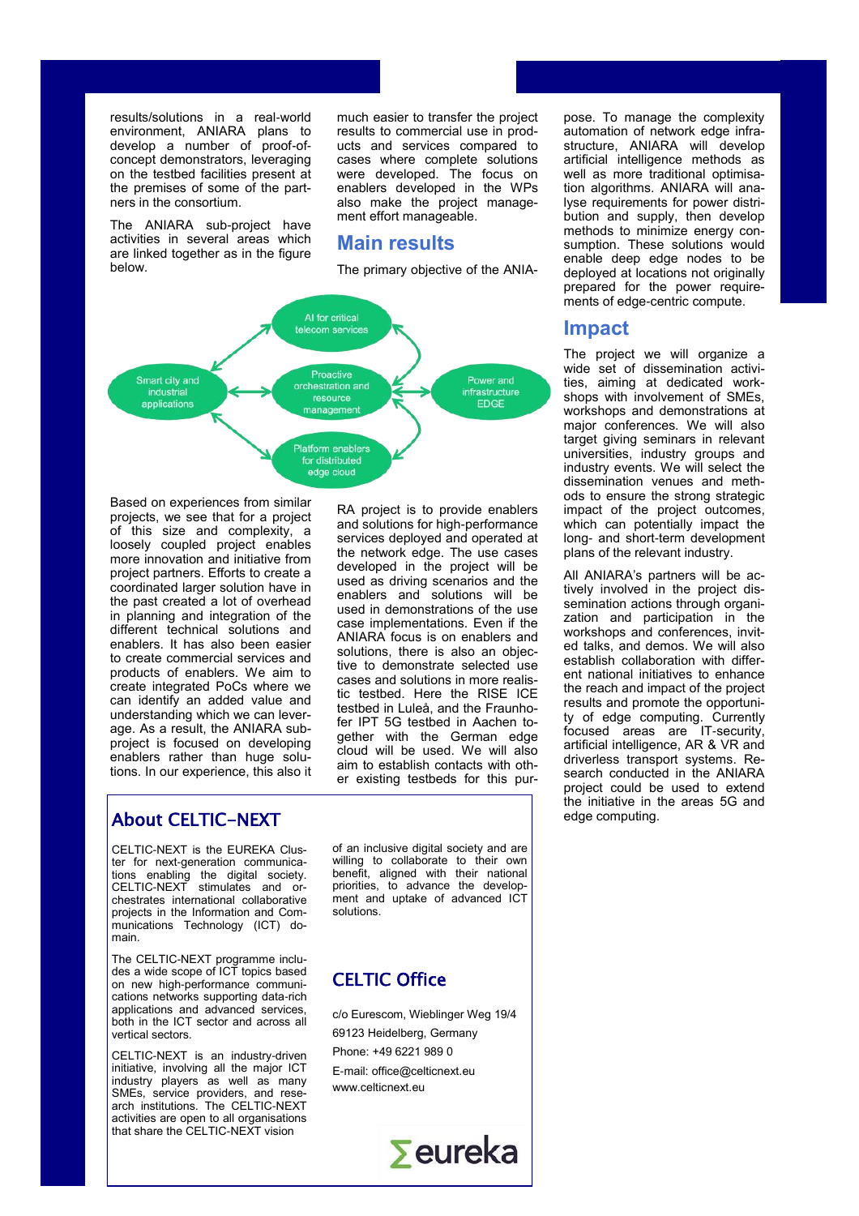results/solutions in a real-world environment, ANIARA plans to develop a number of proof-of-concept demonstrators, leveraging on the testbed facilities present at the premises of some of the partners in the consortium.

The ANIARA sub-project have activities in several areas which are linked together as in the figure below.

AI for critical telecom services

Smart city and industrial applications

Proactive orchestration and resource management

Power and infrastructure EDGE

Platform enablers for distributed edge cloud

Based on experiences from similar projects, we see that for a project of this size and complexity, a loosely coupled project enables more innovation and initiative from project partners. Efforts to create a coordinated larger solution have in the past created a lot of overhead in planning and integration of the different technical solutions and enablers. It has also been easier to create commercial services and products of enablers. We aim to create integrated PoCs where we can identify an added value and understanding which we can leverage. As a result, the ANIARA sub-project is focused on developing enablers rather than huge solutions. In our experience, this also it much easier to transfer the project results to commercial use in products and services compared to cases where complete solutions were developed. The focus on enablers developed in the WPs also make the project management effort manageable.

## Main results

The primary objective of the ANIARA project is to provide enablers and solutions for high-performance services deployed and operated at the network edge. The use cases developed in the project will be used as driving scenarios and the enablers and solutions will be used in demonstrations of the use case implementations. Even if the ANIARA focus is on enablers and solutions, there is also an objective to demonstrate selected use cases and solutions in more realistic testbed. Here the RISE ICE testbed in Luleå, and the Fraunhofer IPT 5G testbed in Aachen together with the German edge cloud will be used. We will also aim to establish contacts with other existing testbeds for this purpose. To manage the complexity automation of network edge infrastructure, ANIARA will develop artificial intelligence methods as well as more traditional optimisation algorithms. ANIARA will analyse requirements for power distribution and supply, then develop methods to minimize energy consumption. These solutions would enable deep edge nodes to be deployed at locations not originally prepared for the power requirements of edge-centric compute.

## Impact

The project we will organize a wide set of dissemination activities, aiming at dedicated workshops with involvement of SMEs, workshops and demonstrations at major conferences. We will also target giving seminars in relevant universities, industry groups and industry events. We will select the dissemination venues and methods to ensure the strong strategic impact of the project outcomes, which can potentially impact the long- and short-term development plans of the relevant industry.

All ANIARA's partners will be actively involved in the project dissemination actions through organization and participation in the workshops and conferences, invited talks, and demos. We will also establish collaboration with different national initiatives to enhance the reach and impact of the project results and promote the opportunity of edge computing. Currently focused areas are IT-security, artificial intelligence, AR & VR and driverless transport systems. Research conducted in the ANIARA project could be used to extend the initiative in the areas 5G and edge computing.

## About CELTIC-NEXT

CELTIC-NEXT is the EUREKA Cluster for next-generation communications enabling the digital society. CELTIC-NEXT stimulates and orchestrates international collaborative projects in the Information and Communications Technology (ICT) domain.

The CELTIC-NEXT programme includes a wide scope of ICT topics based on new high-performance communications networks supporting data-rich applications and advanced services, both in the ICT sector and across all vertical sectors.

CELTIC-NEXT is an industry-driven initiative, involving all the major ICT industry players as well as many SMEs, service providers, and research institutions. The CELTIC-NEXT activities are open to all organisations that share the CELTIC-NEXT vision of an inclusive digital society and are willing to collaborate to their own benefit, aligned with their national priorities, to advance the development and uptake of advanced ICT solutions.

## CELTIC Office

c/o Eurescom, Wieblinger Weg 19/4
69123 Heidelberg, Germany
Phone: +49 6221 989 0
E-mail: office@celticnext.eu
www.celticnext.eu

eureka